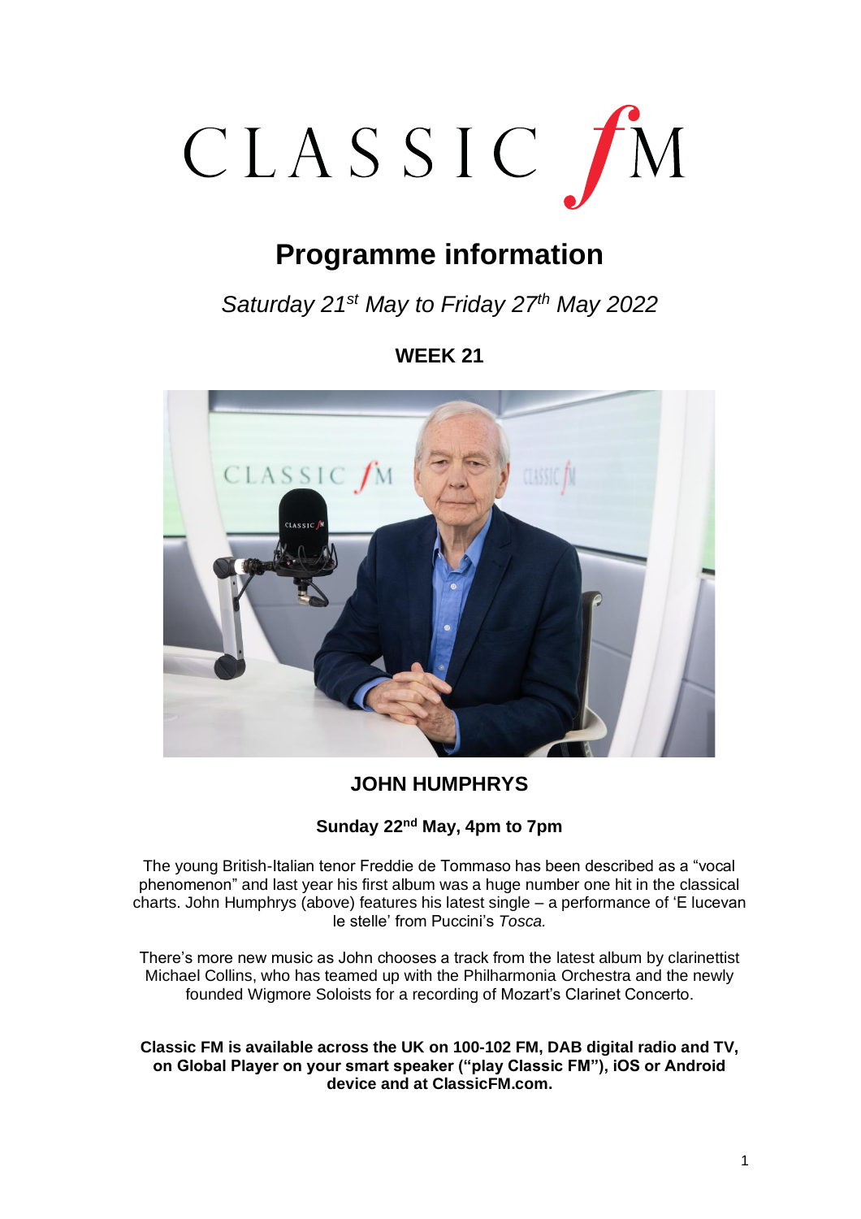# CLASSIC fM

## Programme information

*Saturday 21st May to Friday 27th May 2022*

**WEEK 21**

### JOHN HUMPHRYS

**Sunday 22nd May, 4pm to 7pm**

The young British-Italian tenor Freddie de Tommaso has been described as a "vocal phenomenon" and last year his first album was a huge number one hit in the classical charts. John Humphrys (above) features his latest single – a performance of 'E lucevan le stelle' from Puccini's *Tosca.*

There's more new music as John chooses a track from the latest album by clarinettist Michael Collins, who has teamed up with the Philharmonia Orchestra and the newly founded Wigmore Soloists for a recording of Mozart's Clarinet Concerto.

**Classic FM is available across the UK on 100-102 FM, DAB digital radio and TV, on Global Player on your smart speaker ("play Classic FM"), iOS or Android device and at ClassicFM.com.**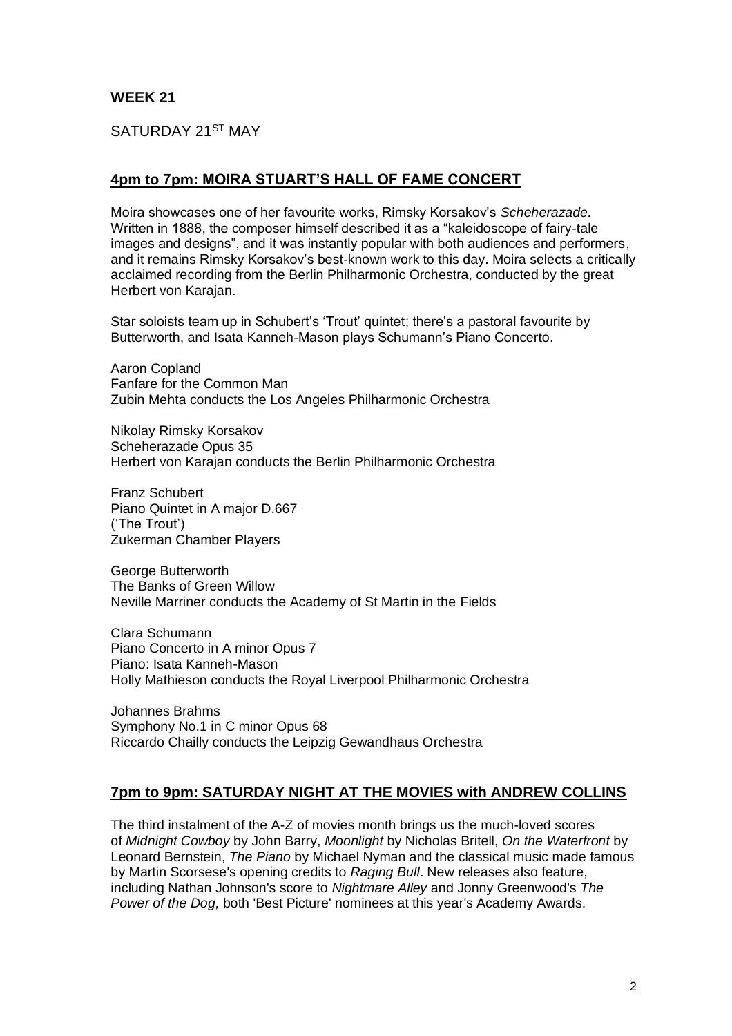## WEEK 21

SATURDAY 21ST MAY

### **4pm to 7pm: MOIRA STUART'S HALL OF FAME CONCERT**

Moira showcases one of her favourite works, Rimsky Korsakov's *Scheherazade.* Written in 1888, the composer himself described it as a "kaleidoscope of fairy-tale images and designs", and it was instantly popular with both audiences and performers, and it remains Rimsky Korsakov's best-known work to this day. Moira selects a critically acclaimed recording from the Berlin Philharmonic Orchestra, conducted by the great Herbert von Karajan.

Star soloists team up in Schubert's 'Trout' quintet; there's a pastoral favourite by Butterworth, and Isata Kanneh-Mason plays Schumann's Piano Concerto.

Aaron Copland
Fanfare for the Common Man
Zubin Mehta conducts the Los Angeles Philharmonic Orchestra

Nikolay Rimsky Korsakov
Scheherazade Opus 35
Herbert von Karajan conducts the Berlin Philharmonic Orchestra

Franz Schubert
Piano Quintet in A major D.667
('The Trout')
Zukerman Chamber Players

George Butterworth
The Banks of Green Willow
Neville Marriner conducts the Academy of St Martin in the Fields

Clara Schumann
Piano Concerto in A minor Opus 7
Piano: Isata Kanneh-Mason
Holly Mathieson conducts the Royal Liverpool Philharmonic Orchestra

Johannes Brahms
Symphony No.1 in C minor Opus 68
Riccardo Chailly conducts the Leipzig Gewandhaus Orchestra

### **7pm to 9pm: SATURDAY NIGHT AT THE MOVIES with ANDREW COLLINS**

The third instalment of the A-Z of movies month brings us the much-loved scores of *Midnight Cowboy* by John Barry, *Moonlight* by Nicholas Britell, *On the Waterfront* by Leonard Bernstein, *The Piano* by Michael Nyman and the classical music made famous by Martin Scorsese's opening credits to *Raging Bull*. New releases also feature, including Nathan Johnson's score to *Nightmare Alley* and Jonny Greenwood's *The Power of the Dog,* both 'Best Picture' nominees at this year's Academy Awards.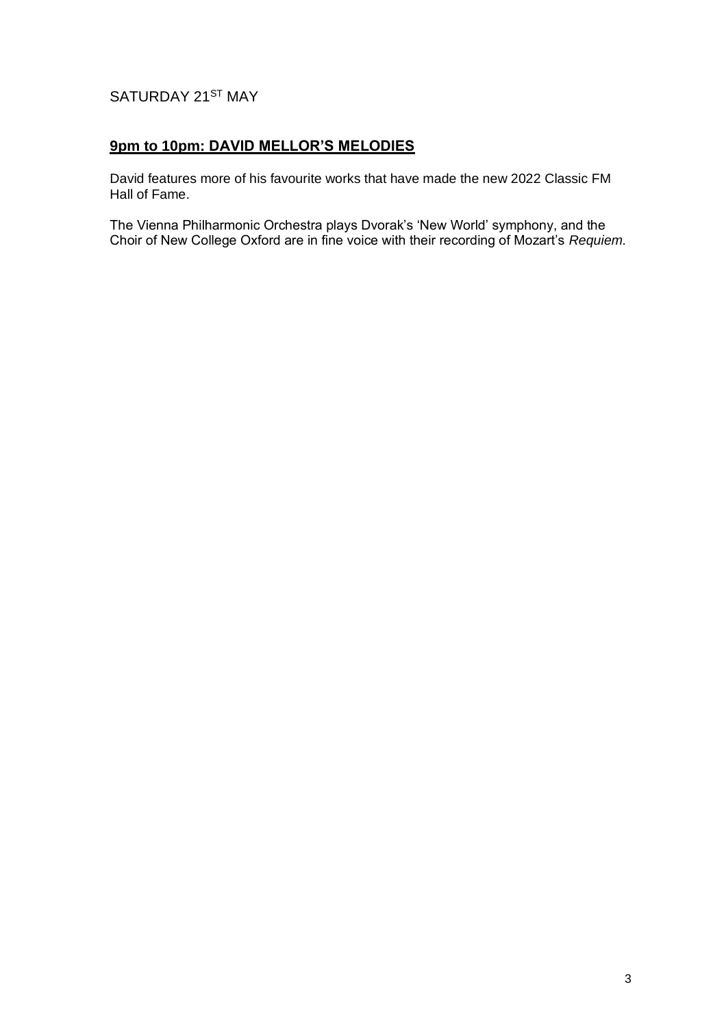SATURDAY 21ST MAY

## 9pm to 10pm: DAVID MELLOR'S MELODIES

David features more of his favourite works that have made the new 2022 Classic FM Hall of Fame.

The Vienna Philharmonic Orchestra plays Dvorak's 'New World' symphony, and the Choir of New College Oxford are in fine voice with their recording of Mozart's *Requiem.*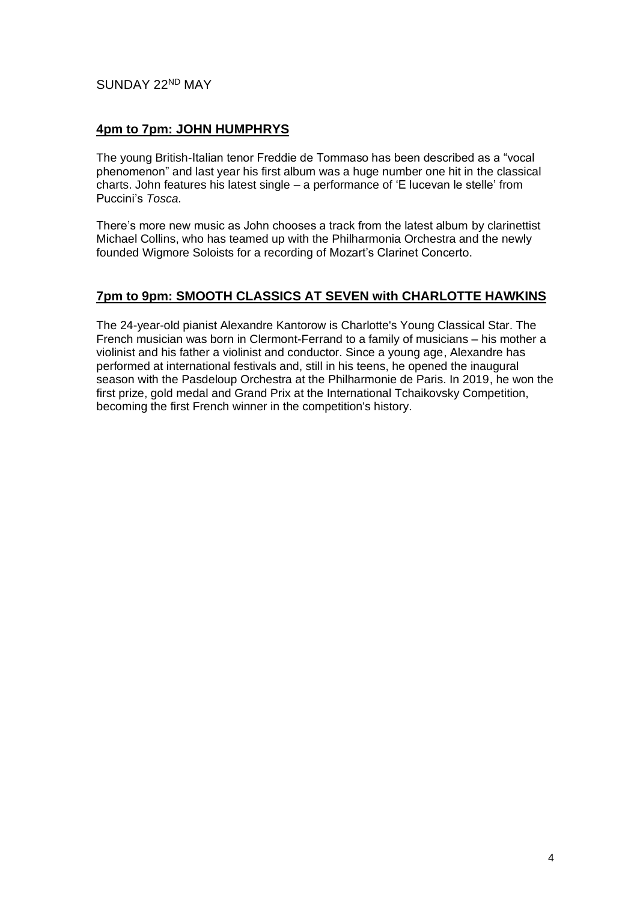SUNDAY 22ND MAY

## 4pm to 7pm: JOHN HUMPHRYS

The young British-Italian tenor Freddie de Tommaso has been described as a "vocal phenomenon" and last year his first album was a huge number one hit in the classical charts. John features his latest single – a performance of 'E lucevan le stelle' from Puccini's *Tosca.*

There's more new music as John chooses a track from the latest album by clarinettist Michael Collins, who has teamed up with the Philharmonia Orchestra and the newly founded Wigmore Soloists for a recording of Mozart's Clarinet Concerto.

## 7pm to 9pm: SMOOTH CLASSICS AT SEVEN with CHARLOTTE HAWKINS

The 24-year-old pianist Alexandre Kantorow is Charlotte's Young Classical Star. The French musician was born in Clermont-Ferrand to a family of musicians – his mother a violinist and his father a violinist and conductor. Since a young age, Alexandre has performed at international festivals and, still in his teens, he opened the inaugural season with the Pasdeloup Orchestra at the Philharmonie de Paris. In 2019, he won the first prize, gold medal and Grand Prix at the International Tchaikovsky Competition, becoming the first French winner in the competition's history.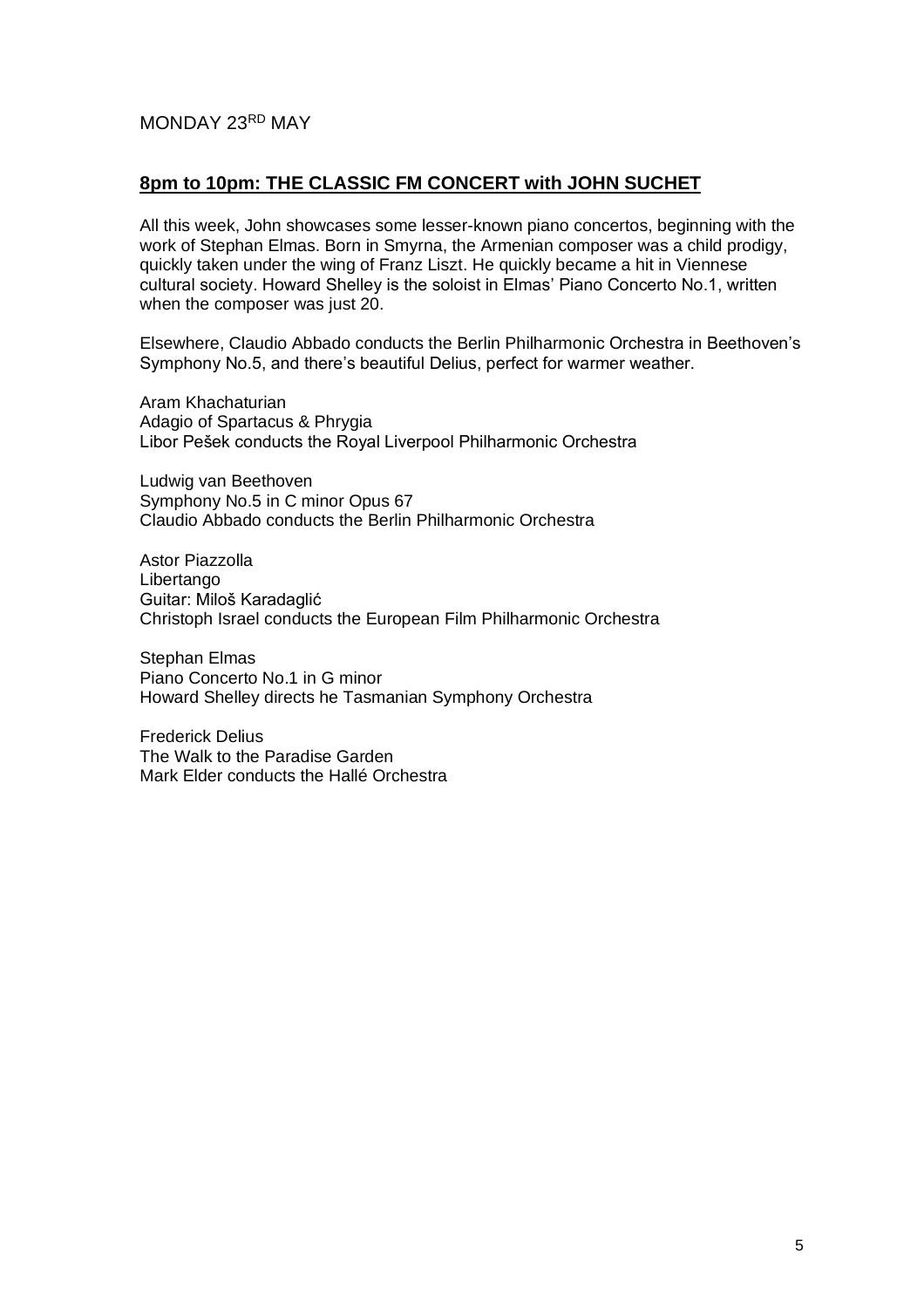MONDAY 23RD MAY

## 8pm to 10pm: THE CLASSIC FM CONCERT with JOHN SUCHET

All this week, John showcases some lesser-known piano concertos, beginning with the work of Stephan Elmas. Born in Smyrna, the Armenian composer was a child prodigy, quickly taken under the wing of Franz Liszt. He quickly became a hit in Viennese cultural society. Howard Shelley is the soloist in Elmas' Piano Concerto No.1, written when the composer was just 20.

Elsewhere, Claudio Abbado conducts the Berlin Philharmonic Orchestra in Beethoven's Symphony No.5, and there's beautiful Delius, perfect for warmer weather.

Aram Khachaturian
Adagio of Spartacus & Phrygia
Libor Pešek conducts the Royal Liverpool Philharmonic Orchestra

Ludwig van Beethoven
Symphony No.5 in C minor Opus 67
Claudio Abbado conducts the Berlin Philharmonic Orchestra

Astor Piazzolla
Libertango
Guitar: Miloš Karadaglić
Christoph Israel conducts the European Film Philharmonic Orchestra

Stephan Elmas
Piano Concerto No.1 in G minor
Howard Shelley directs he Tasmanian Symphony Orchestra

Frederick Delius
The Walk to the Paradise Garden
Mark Elder conducts the Hallé Orchestra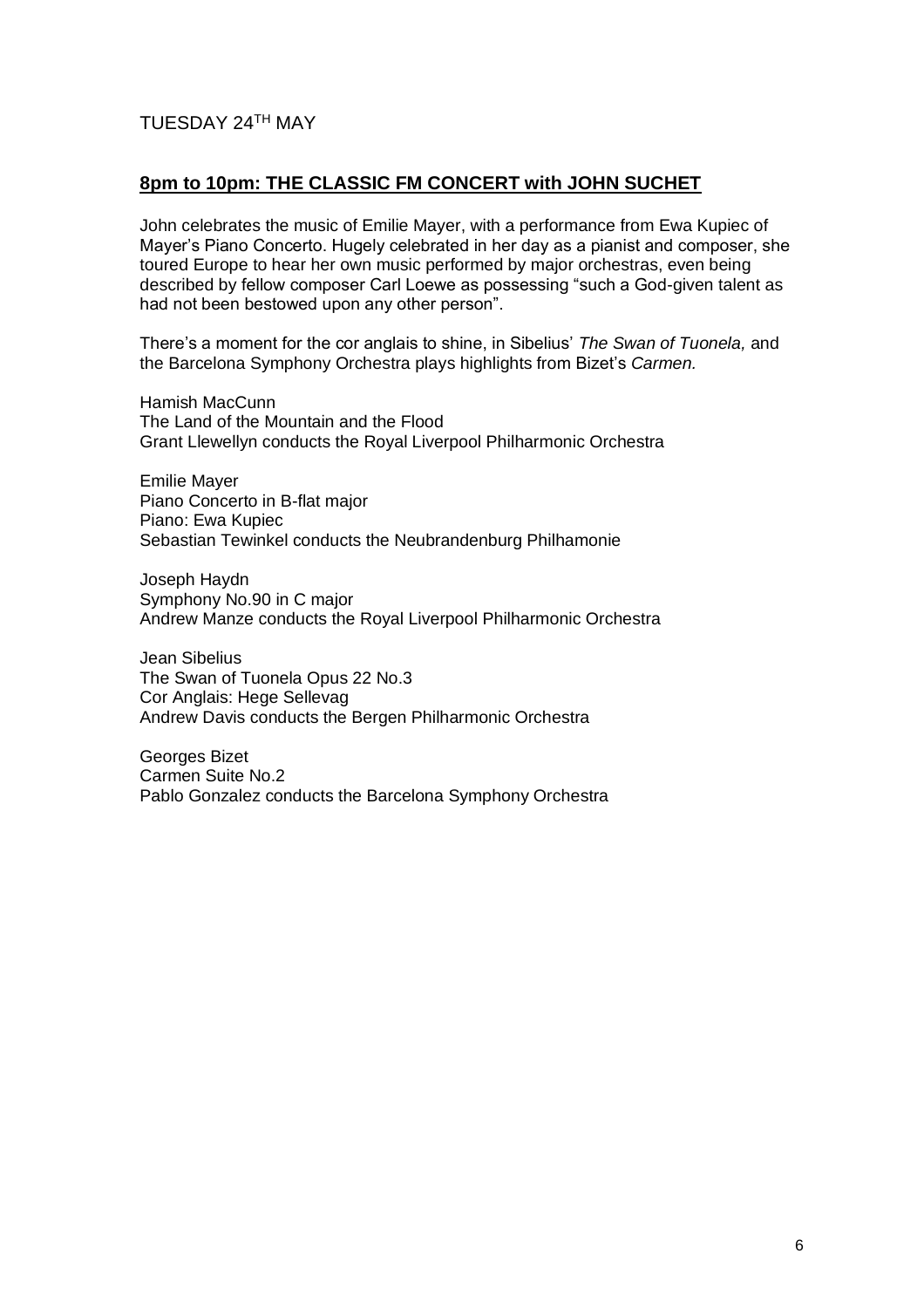TUESDAY 24TH MAY

## **8pm to 10pm: THE CLASSIC FM CONCERT with JOHN SUCHET**

John celebrates the music of Emilie Mayer, with a performance from Ewa Kupiec of Mayer's Piano Concerto. Hugely celebrated in her day as a pianist and composer, she toured Europe to hear her own music performed by major orchestras, even being described by fellow composer Carl Loewe as possessing "such a God-given talent as had not been bestowed upon any other person".

There's a moment for the cor anglais to shine, in Sibelius' *The Swan of Tuonela,* and the Barcelona Symphony Orchestra plays highlights from Bizet's *Carmen.*

Hamish MacCunn
The Land of the Mountain and the Flood
Grant Llewellyn conducts the Royal Liverpool Philharmonic Orchestra

Emilie Mayer
Piano Concerto in B-flat major
Piano: Ewa Kupiec
Sebastian Tewinkel conducts the Neubrandenburg Philhamonie

Joseph Haydn
Symphony No.90 in C major
Andrew Manze conducts the Royal Liverpool Philharmonic Orchestra

Jean Sibelius
The Swan of Tuonela Opus 22 No.3
Cor Anglais: Hege Sellevag
Andrew Davis conducts the Bergen Philharmonic Orchestra

Georges Bizet
Carmen Suite No.2
Pablo Gonzalez conducts the Barcelona Symphony Orchestra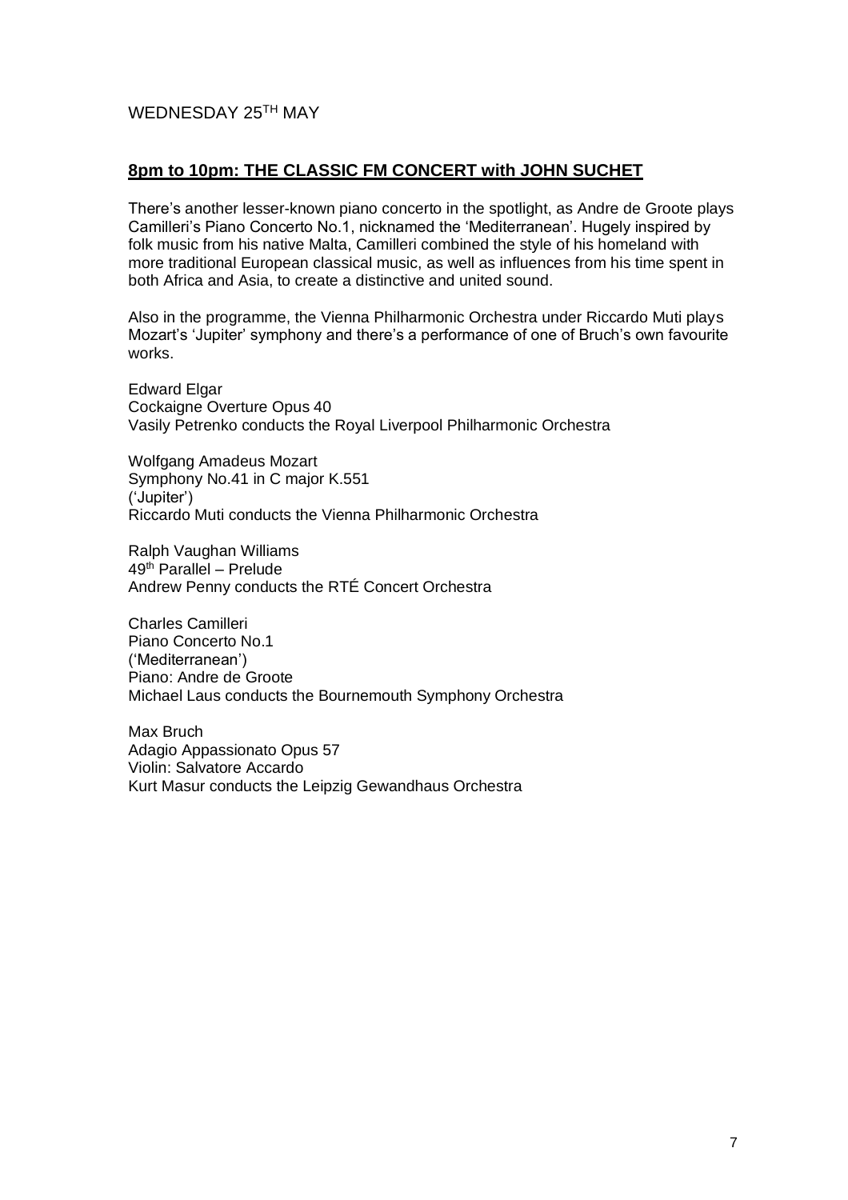WEDNESDAY 25TH MAY

**8pm to 10pm: THE CLASSIC FM CONCERT with JOHN SUCHET**

There's another lesser-known piano concerto in the spotlight, as Andre de Groote plays Camilleri's Piano Concerto No.1, nicknamed the 'Mediterranean'. Hugely inspired by folk music from his native Malta, Camilleri combined the style of his homeland with more traditional European classical music, as well as influences from his time spent in both Africa and Asia, to create a distinctive and united sound.

Also in the programme, the Vienna Philharmonic Orchestra under Riccardo Muti plays Mozart's 'Jupiter' symphony and there's a performance of one of Bruch's own favourite works.

Edward Elgar
Cockaigne Overture Opus 40
Vasily Petrenko conducts the Royal Liverpool Philharmonic Orchestra

Wolfgang Amadeus Mozart
Symphony No.41 in C major K.551
('Jupiter')
Riccardo Muti conducts the Vienna Philharmonic Orchestra

Ralph Vaughan Williams
49th Parallel – Prelude
Andrew Penny conducts the RTÉ Concert Orchestra

Charles Camilleri
Piano Concerto No.1
('Mediterranean')
Piano: Andre de Groote
Michael Laus conducts the Bournemouth Symphony Orchestra

Max Bruch
Adagio Appassionato Opus 57
Violin: Salvatore Accardo
Kurt Masur conducts the Leipzig Gewandhaus Orchestra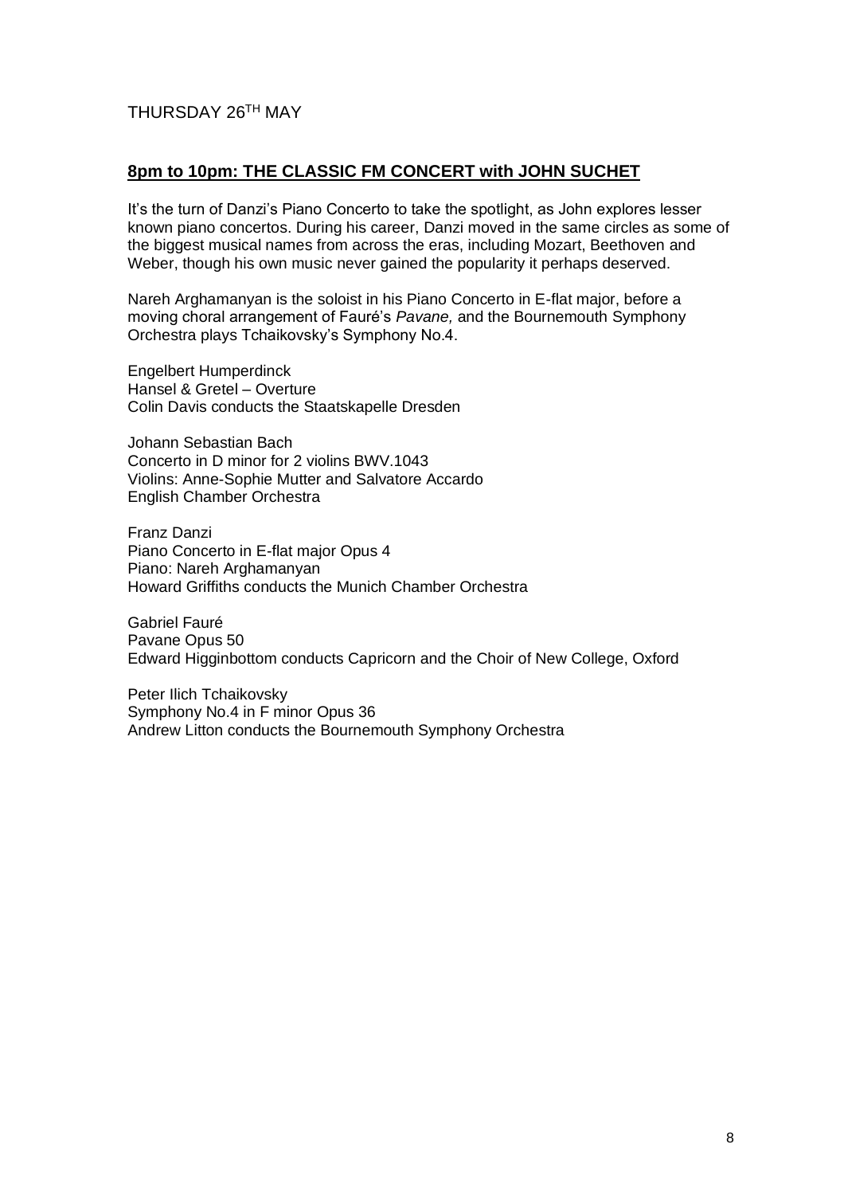THURSDAY 26TH MAY

## 8pm to 10pm: THE CLASSIC FM CONCERT with JOHN SUCHET

It's the turn of Danzi's Piano Concerto to take the spotlight, as John explores lesser known piano concertos. During his career, Danzi moved in the same circles as some of the biggest musical names from across the eras, including Mozart, Beethoven and Weber, though his own music never gained the popularity it perhaps deserved.

Nareh Arghamanyan is the soloist in his Piano Concerto in E-flat major, before a moving choral arrangement of Fauré's *Pavane,* and the Bournemouth Symphony Orchestra plays Tchaikovsky's Symphony No.4.

Engelbert Humperdinck
Hansel & Gretel – Overture
Colin Davis conducts the Staatskapelle Dresden

Johann Sebastian Bach
Concerto in D minor for 2 violins BWV.1043
Violins: Anne-Sophie Mutter and Salvatore Accardo
English Chamber Orchestra

Franz Danzi
Piano Concerto in E-flat major Opus 4
Piano: Nareh Arghamanyan
Howard Griffiths conducts the Munich Chamber Orchestra

Gabriel Fauré
Pavane Opus 50
Edward Higginbottom conducts Capricorn and the Choir of New College, Oxford

Peter Ilich Tchaikovsky
Symphony No.4 in F minor Opus 36
Andrew Litton conducts the Bournemouth Symphony Orchestra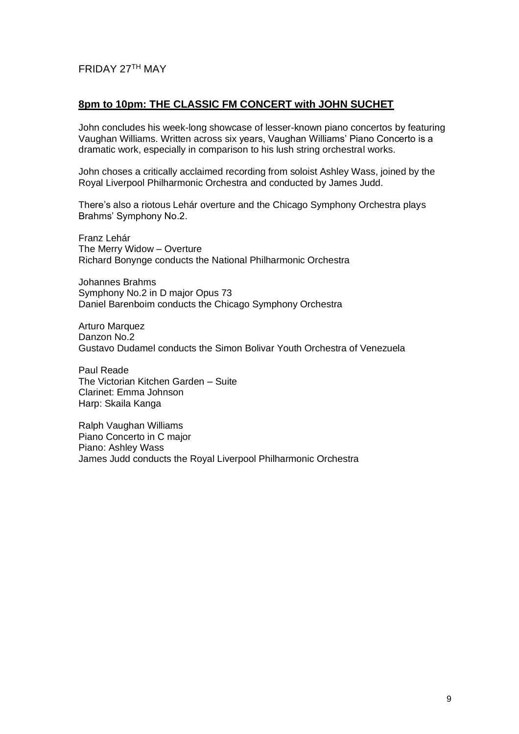FRIDAY 27TH MAY

## 8pm to 10pm: THE CLASSIC FM CONCERT with JOHN SUCHET

John concludes his week-long showcase of lesser-known piano concertos by featuring Vaughan Williams. Written across six years, Vaughan Williams' Piano Concerto is a dramatic work, especially in comparison to his lush string orchestral works.

John choses a critically acclaimed recording from soloist Ashley Wass, joined by the Royal Liverpool Philharmonic Orchestra and conducted by James Judd.

There's also a riotous Lehár overture and the Chicago Symphony Orchestra plays Brahms' Symphony No.2.

Franz Lehár
The Merry Widow – Overture
Richard Bonynge conducts the National Philharmonic Orchestra

Johannes Brahms
Symphony No.2 in D major Opus 73
Daniel Barenboim conducts the Chicago Symphony Orchestra

Arturo Marquez
Danzon No.2
Gustavo Dudamel conducts the Simon Bolivar Youth Orchestra of Venezuela

Paul Reade
The Victorian Kitchen Garden – Suite
Clarinet: Emma Johnson
Harp: Skaila Kanga

Ralph Vaughan Williams
Piano Concerto in C major
Piano: Ashley Wass
James Judd conducts the Royal Liverpool Philharmonic Orchestra